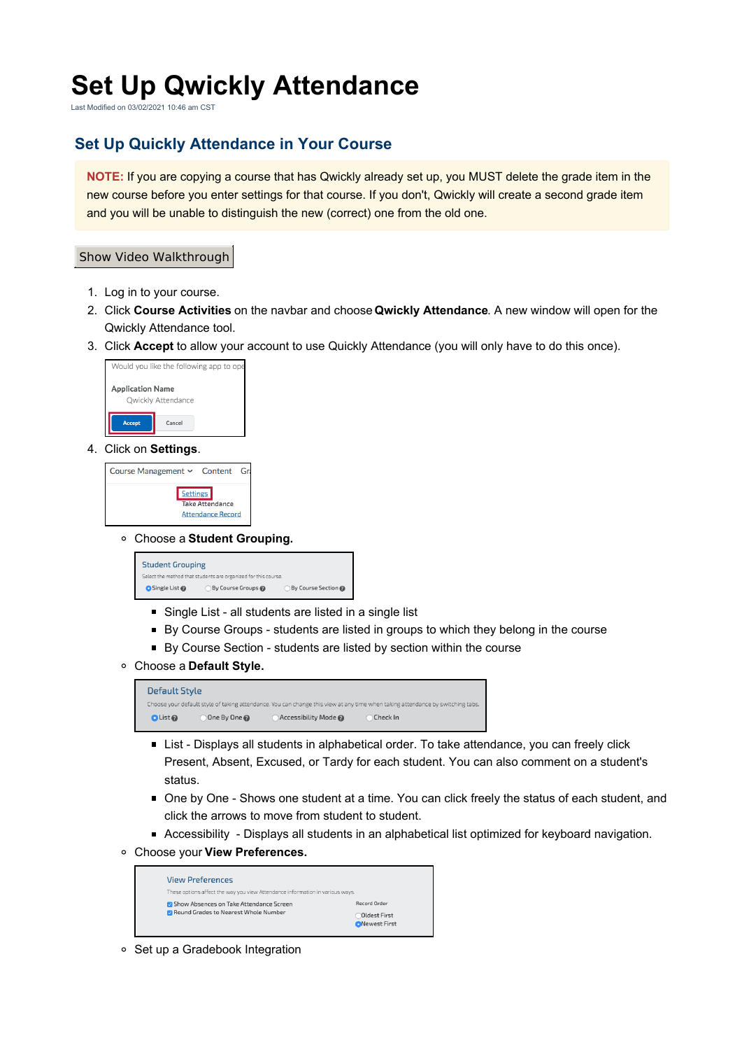# Set Up Qwickly Attendance

Last Modified on 03/02/2021 10:46 am CST

## Set Up Quickly Attendance in Your Course

**NOTE:** If you are copying a course that has Qwickly already set up, you MUST delete the grade item in the new course before you enter settings for that course. If you don't, Qwickly will create a second grade item and you will be unable to distinguish the new (correct) one from the old one.

Show Video Walkthrough

1. Log in to your course.
2. Click **Course Activities** on the navbar and choose **Qwickly Attendance**. A new window will open for the Qwickly Attendance tool.
3. Click **Accept** to allow your account to use Quickly Attendance (you will only have to do this once).
4. Click on **Settings**.
   - Choose a **Student Grouping.**
     - Single List - all students are listed in a single list
     - By Course Groups - students are listed in groups to which they belong in the course
     - By Course Section - students are listed by section within the course
   - Choose a **Default Style.**
     - List - Displays all students in alphabetical order. To take attendance, you can freely click Present, Absent, Excused, or Tardy for each student. You can also comment on a student's status.
     - One by One - Shows one student at a time. You can click freely the status of each student, and click the arrows to move from student to student.
     - Accessibility - Displays all students in an alphabetical list optimized for keyboard navigation.
   - Choose your **View Preferences.**
   - Set up a Gradebook Integration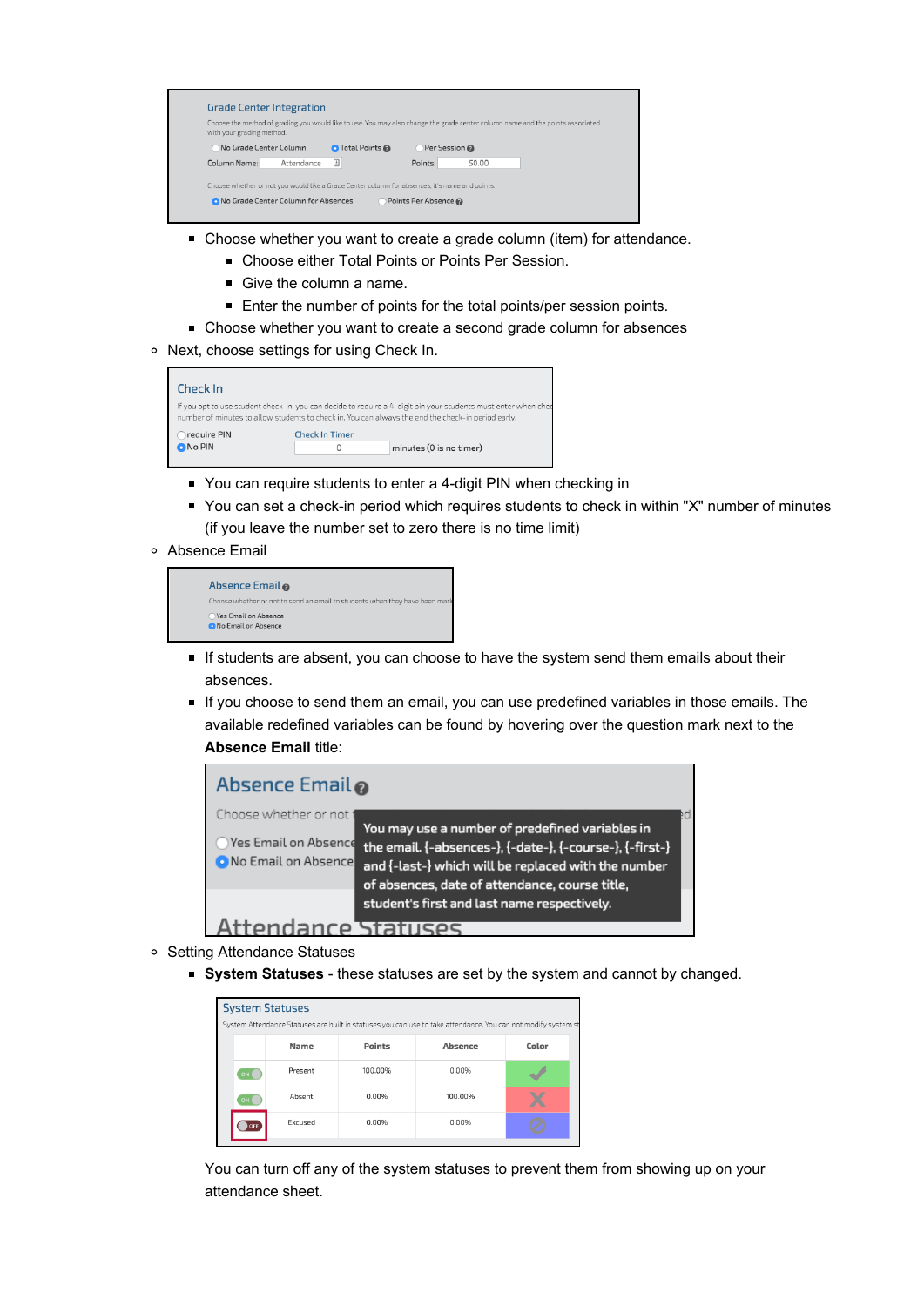Grade Center Integration

Choose the method of grading you would like to use. You may also change the grade center column name and the points associated with your grading method.

- No Grade Center Column
- Total Points
- Per Session

Column Name: Attendance    Points: 50.00

Choose whether or not you would like a Grade Center column for absences, it's name and points.

- No Grade Center Column for Absences
- Points Per Absence

    - Choose whether you want to create a grade column (item) for attendance.
        - Choose either Total Points or Points Per Session.
        - Give the column a name.
        - Enter the number of points for the total points/per session points.
    - Choose whether you want to create a second grade column for absences
- Next, choose settings for using Check In.

Check In

If you opt to use student check-in, you can decide to require a 4-digit pin your students must enter when chec... number of minutes to allow students to check in. You can always the end the check-in period early.

- require PIN
- No PIN

Check In Timer: 0 minutes (0 is no timer)

    - You can require students to enter a 4-digit PIN when checking in
    - You can set a check-in period which requires students to check in within "X" number of minutes (if you leave the number set to zero there is no time limit)
- Absence Email

Absence Email

Choose whether or not to send an email to students when they have been mark...

- Yes Email on Absence
- No Email on Absence

    - If students are absent, you can choose to have the system send them emails about their absences.
    - If you choose to send them an email, you can use predefined variables in those emails. The available redefined variables can be found by hovering over the question mark next to the **Absence Email** title:

Absence Email

Choose whether or not t...

- Yes Email on Absence
- No Email on Absence

You may use a number of predefined variables in the email. {-absences-}, {-date-}, {-course-}, {-first-} and {-last-} which will be replaced with the number of absences, date of attendance, course title, student's first and last name respectively.

Attendance Statuses

- Setting Attendance Statuses
    - **System Statuses** - these statuses are set by the system and cannot by changed.

System Statuses

System Attendance Statuses are built in statuses you can use to take attendance. You can not modify system st...

| | Name | Points | Absence | Color |
|---|---|---|---|---|
| ON | Present | 100.00% | 0.00% | ✔ |
| ON | Absent | 0.00% | 100.00% | ✘ |
| OFF | Excused | 0.00% | 0.00% | ⊘ |

You can turn off any of the system statuses to prevent them from showing up on your attendance sheet.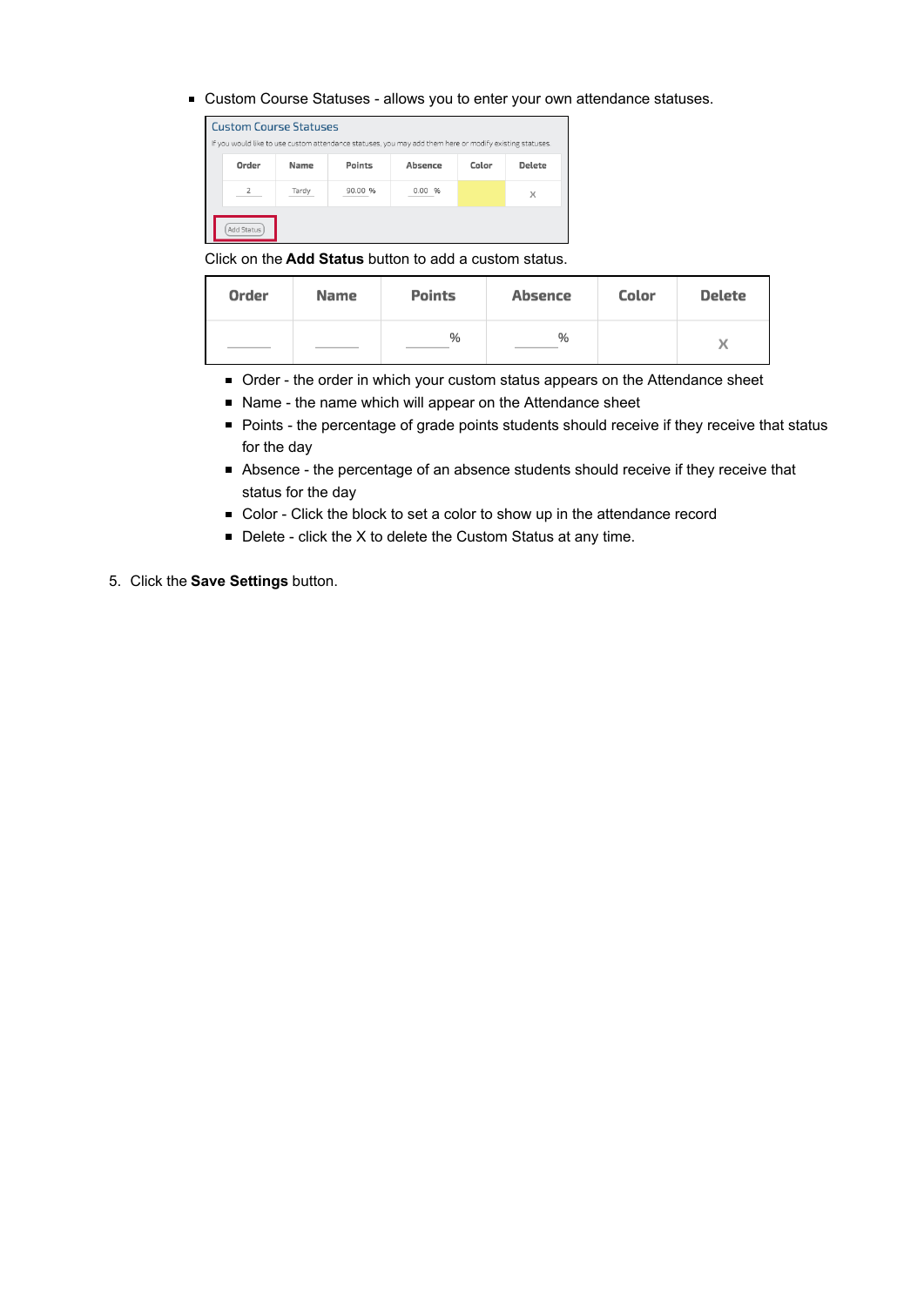- Custom Course Statuses - allows you to enter your own attendance statuses.

Custom Course Statuses

If you would like to use custom attendance statuses, you may add them here or modify existing statuses.

| Order | Name | Points | Absence | Color | Delete |
|---|---|---|---|---|---|
| 2 | Tardy | 90.00 % | 0.00 % | | x |

Add Status

Click on the **Add Status** button to add a custom status.

| Order | Name | Points | Absence | Color | Delete |
|---|---|---|---|---|---|
| | | % | % | | X |

- Order - the order in which your custom status appears on the Attendance sheet
- Name - the name which will appear on the Attendance sheet
- Points - the percentage of grade points students should receive if they receive that status for the day
- Absence - the percentage of an absence students should receive if they receive that status for the day
- Color - Click the block to set a color to show up in the attendance record
- Delete - click the X to delete the Custom Status at any time.

5. Click the **Save Settings** button.